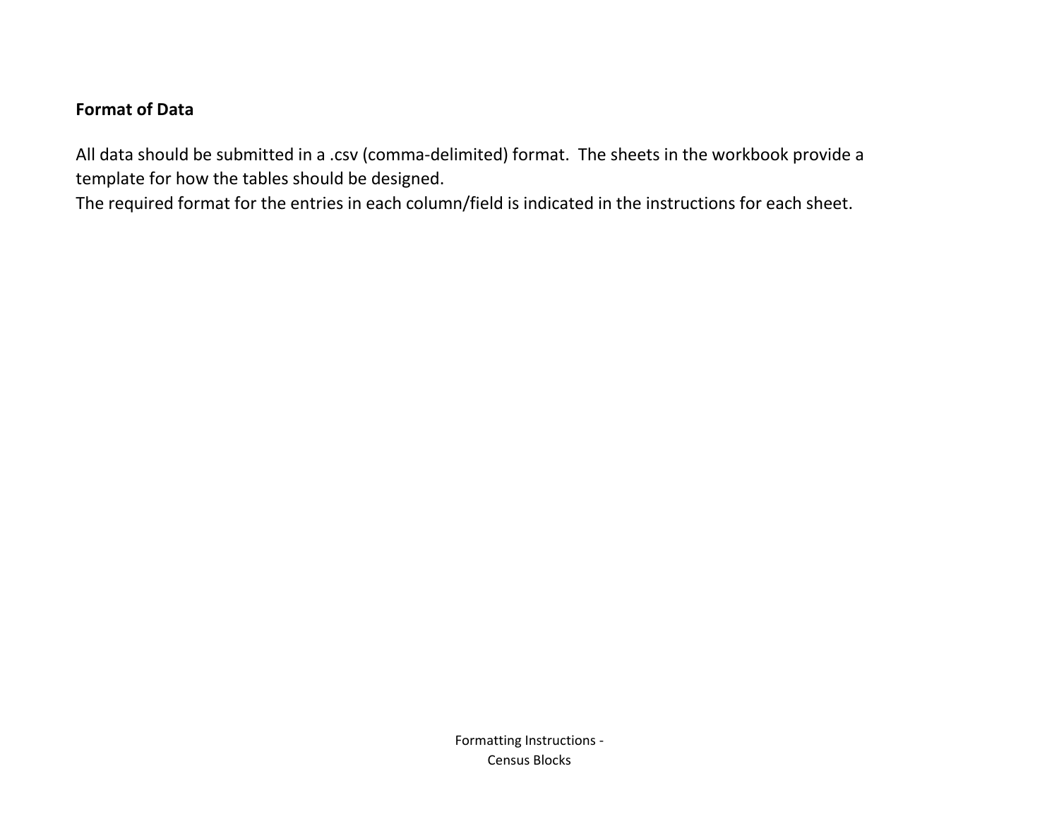**Format of Data**

All data should be submitted in a .csv (comma-delimited) format. The sheets in the workbook provide a template for how the tables should be designed.
The required format for the entries in each column/field is indicated in the instructions for each sheet.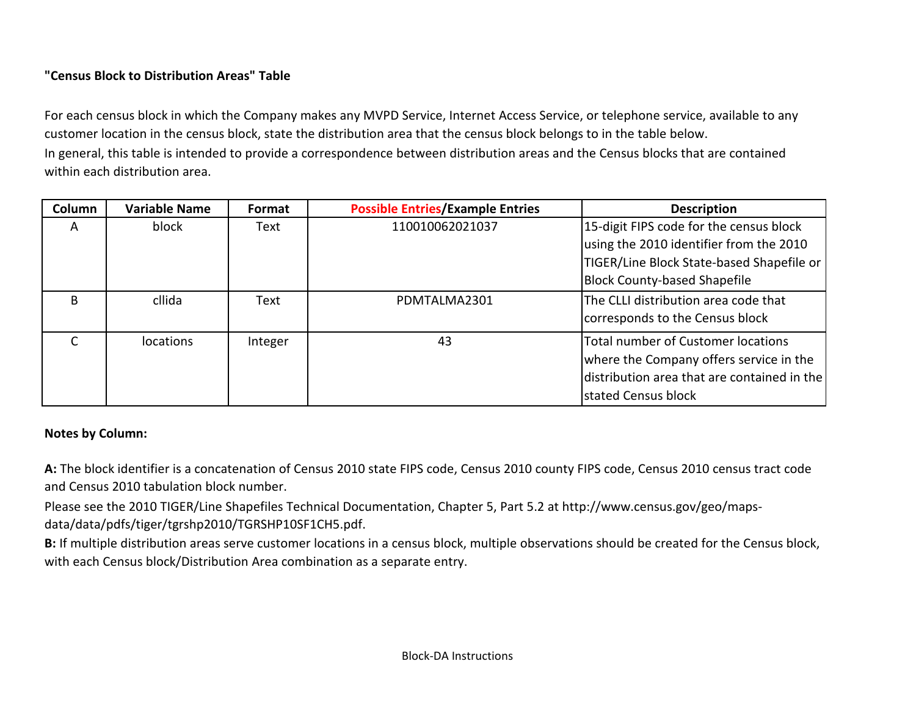**"Census Block to Distribution Areas" Table**

For each census block in which the Company makes any MVPD Service, Internet Access Service, or telephone service, available to any customer location in the census block, state the distribution area that the census block belongs to in the table below.
In general, this table is intended to provide a correspondence between distribution areas and the Census blocks that are contained within each distribution area.

| Column | Variable Name | Format | Possible Entries/Example Entries | Description |
|---|---|---|---|---|
| A | block | Text | 110010062021037 | 15-digit FIPS code for the census block using the 2010 identifier from the 2010 TIGER/Line Block State-based Shapefile or Block County-based Shapefile |
| B | cllida | Text | PDMTALMA2301 | The CLLI distribution area code that corresponds to the Census block |
| C | locations | Integer | 43 | Total number of Customer locations where the Company offers service in the distribution area that are contained in the stated Census block |

**Notes by Column:**

**A:** The block identifier is a concatenation of Census 2010 state FIPS code, Census 2010 county FIPS code, Census 2010 census tract code and Census 2010 tabulation block number.
Please see the 2010 TIGER/Line Shapefiles Technical Documentation, Chapter 5, Part 5.2 at http://www.census.gov/geo/maps-data/data/pdfs/tiger/tgrshp2010/TGRSHP10SF1CH5.pdf.
**B:** If multiple distribution areas serve customer locations in a census block, multiple observations should be created for the Census block, with each Census block/Distribution Area combination as a separate entry.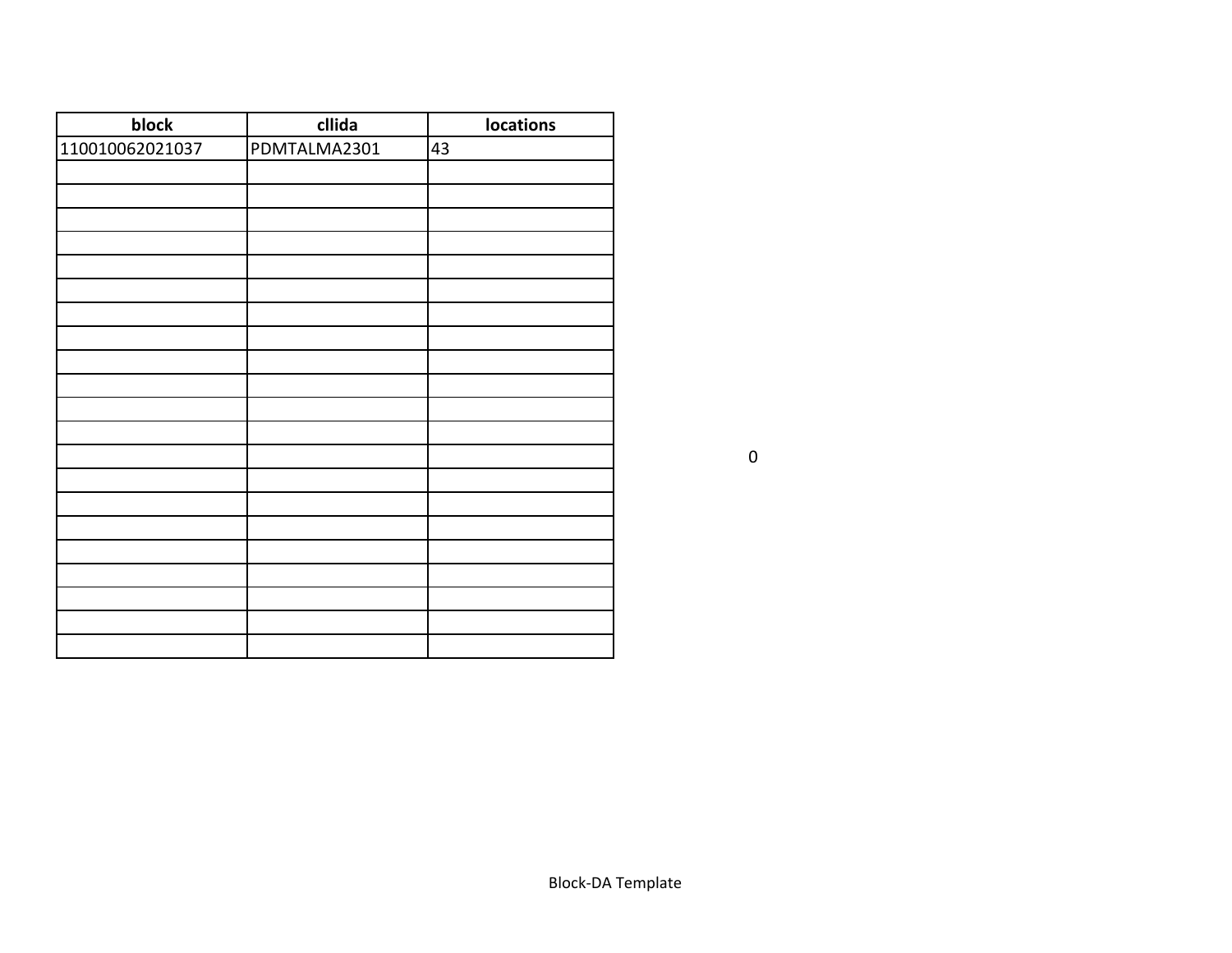| block | cllida | locations |
|---|---|---|
| 110010062021037 | PDMTALMA2301 | 43 |
| | | |
| | | |
| | | |
| | | |
| | | |
| | | |
| | | |
| | | |
| | | |
| | | |
| | | |
| | | |
| | | |
| | | |
| | | |
| | | |
| | | |
| | | |
| | | |
| | | |
| | | |

0

Block-DA Template